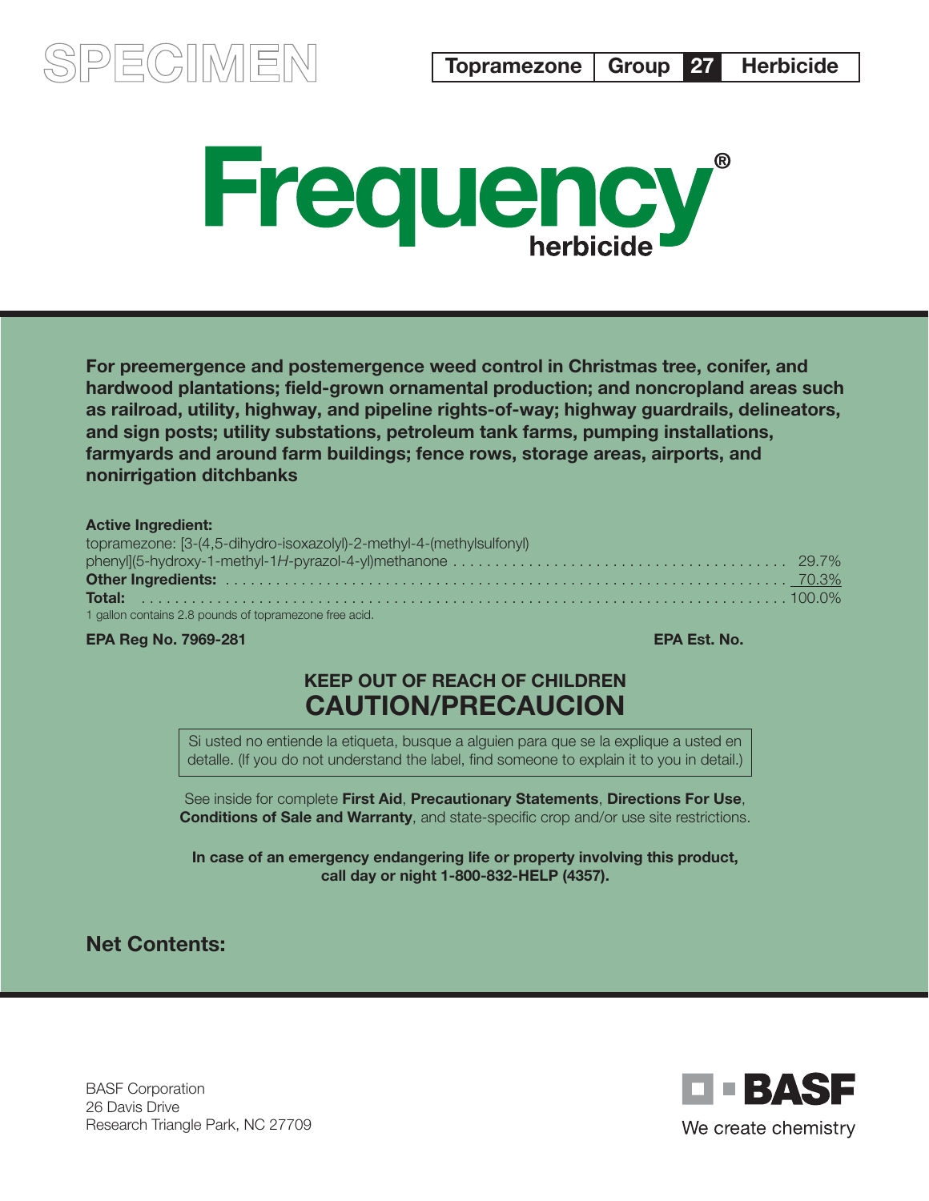SPECIMEN

**Topramezone | Group 27 | Herbicide**

# Frequency®
## herbicide

**For preemergence and postemergence weed control in Christmas tree, conifer, and hardwood plantations; field-grown ornamental production; and noncropland areas such as railroad, utility, highway, and pipeline rights-of-way; highway guardrails, delineators, and sign posts; utility substations, petroleum tank farms, pumping installations, farmyards and around farm buildings; fence rows, storage areas, airports, and nonirrigation ditchbanks**

**Active Ingredient:**

| | |
|---|---|
| topramezone: [3-(4,5-dihydro-isoxazolyl)-2-methyl-4-(methylsulfonyl) phenyl](5-hydroxy-1-methyl-1*H*-pyrazol-4-yl)methanone | 29.7% |
| **Other Ingredients:** | 70.3% |
| **Total:** | 100.0% |

1 gallon contains 2.8 pounds of topramezone free acid.

**EPA Reg No. 7969-281** **EPA Est. No.**

**KEEP OUT OF REACH OF CHILDREN**
**CAUTION/PRECAUCION**

Si usted no entiende la etiqueta, busque a alguien para que se la explique a usted en detalle. (If you do not understand the label, find someone to explain it to you in detail.)

See inside for complete **First Aid**, **Precautionary Statements**, **Directions For Use**, **Conditions of Sale and Warranty**, and state-specific crop and/or use site restrictions.

**In case of an emergency endangering life or property involving this product, call day or night 1-800-832-HELP (4357).**

**Net Contents:**

BASF Corporation
26 Davis Drive
Research Triangle Park, NC 27709

BASF
We create chemistry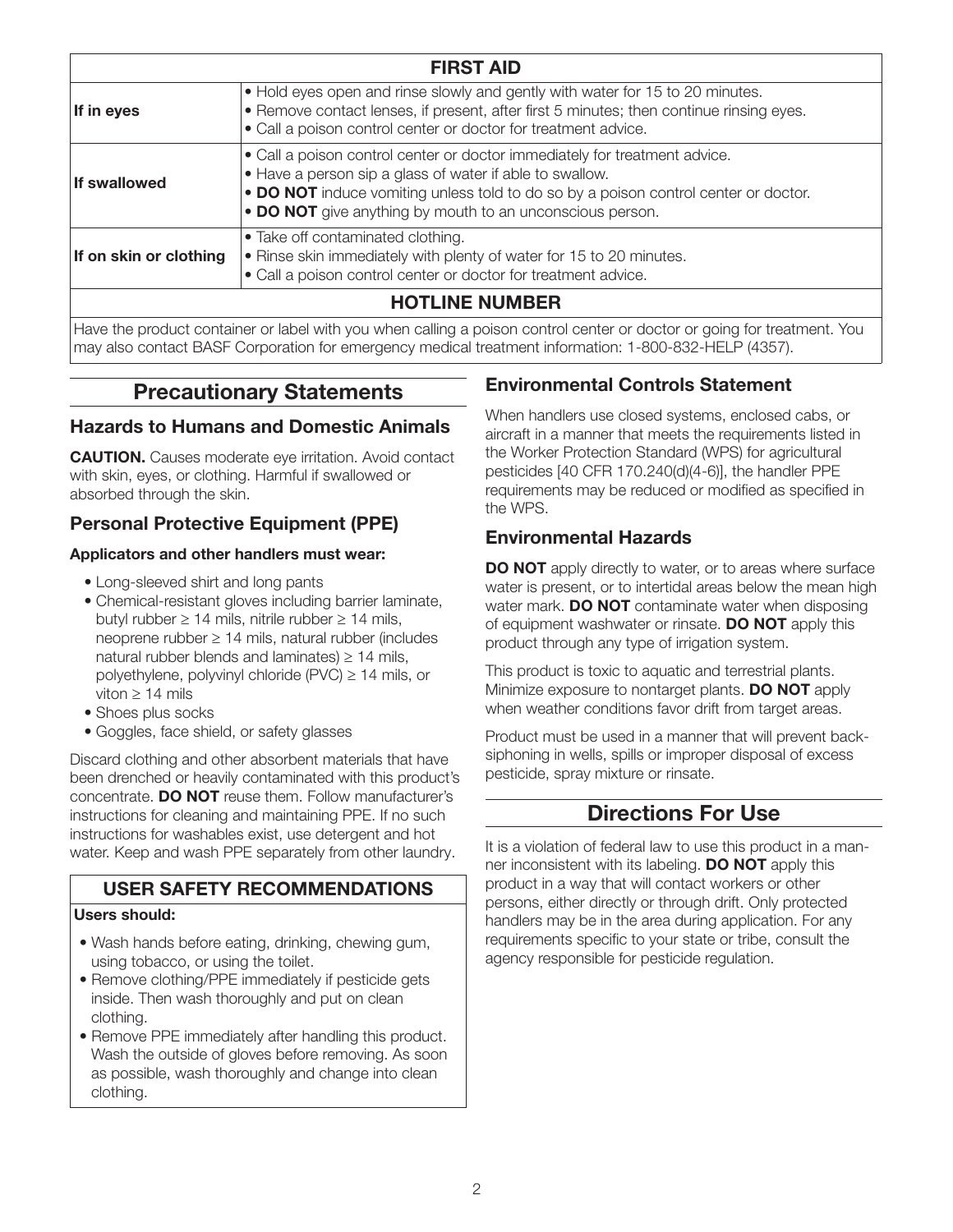| FIRST AID | |
|---|---|
| **If in eyes** | • Hold eyes open and rinse slowly and gently with water for 15 to 20 minutes.<br>• Remove contact lenses, if present, after first 5 minutes; then continue rinsing eyes.<br>• Call a poison control center or doctor for treatment advice. |
| **If swallowed** | • Call a poison control center or doctor immediately for treatment advice.<br>• Have a person sip a glass of water if able to swallow.<br>• **DO NOT** induce vomiting unless told to do so by a poison control center or doctor.<br>• **DO NOT** give anything by mouth to an unconscious person. |
| **If on skin or clothing** | • Take off contaminated clothing.<br>• Rinse skin immediately with plenty of water for 15 to 20 minutes.<br>• Call a poison control center or doctor for treatment advice. |
| **HOTLINE NUMBER** | |
| Have the product container or label with you when calling a poison control center or doctor or going for treatment. You may also contact BASF Corporation for emergency medical treatment information: 1-800-832-HELP (4357). | |

## Precautionary Statements

### Hazards to Humans and Domestic Animals

**CAUTION.** Causes moderate eye irritation. Avoid contact with skin, eyes, or clothing. Harmful if swallowed or absorbed through the skin.

### Personal Protective Equipment (PPE)

**Applicators and other handlers must wear:**

- Long-sleeved shirt and long pants
- Chemical-resistant gloves including barrier laminate, butyl rubber ≥ 14 mils, nitrile rubber ≥ 14 mils, neoprene rubber ≥ 14 mils, natural rubber (includes natural rubber blends and laminates) ≥ 14 mils, polyethylene, polyvinyl chloride (PVC) ≥ 14 mils, or viton ≥ 14 mils
- Shoes plus socks
- Goggles, face shield, or safety glasses

Discard clothing and other absorbent materials that have been drenched or heavily contaminated with this product's concentrate. **DO NOT** reuse them. Follow manufacturer's instructions for cleaning and maintaining PPE. If no such instructions for washables exist, use detergent and hot water. Keep and wash PPE separately from other laundry.

### USER SAFETY RECOMMENDATIONS

**Users should:**

- Wash hands before eating, drinking, chewing gum, using tobacco, or using the toilet.
- Remove clothing/PPE immediately if pesticide gets inside. Then wash thoroughly and put on clean clothing.
- Remove PPE immediately after handling this product. Wash the outside of gloves before removing. As soon as possible, wash thoroughly and change into clean clothing.

### Environmental Controls Statement

When handlers use closed systems, enclosed cabs, or aircraft in a manner that meets the requirements listed in the Worker Protection Standard (WPS) for agricultural pesticides [40 CFR 170.240(d)(4-6)], the handler PPE requirements may be reduced or modified as specified in the WPS.

### Environmental Hazards

**DO NOT** apply directly to water, or to areas where surface water is present, or to intertidal areas below the mean high water mark. **DO NOT** contaminate water when disposing of equipment washwater or rinsate. **DO NOT** apply this product through any type of irrigation system.

This product is toxic to aquatic and terrestrial plants. Minimize exposure to nontarget plants. **DO NOT** apply when weather conditions favor drift from target areas.

Product must be used in a manner that will prevent back-siphoning in wells, spills or improper disposal of excess pesticide, spray mixture or rinsate.

## Directions For Use

It is a violation of federal law to use this product in a manner inconsistent with its labeling. **DO NOT** apply this product in a way that will contact workers or other persons, either directly or through drift. Only protected handlers may be in the area during application. For any requirements specific to your state or tribe, consult the agency responsible for pesticide regulation.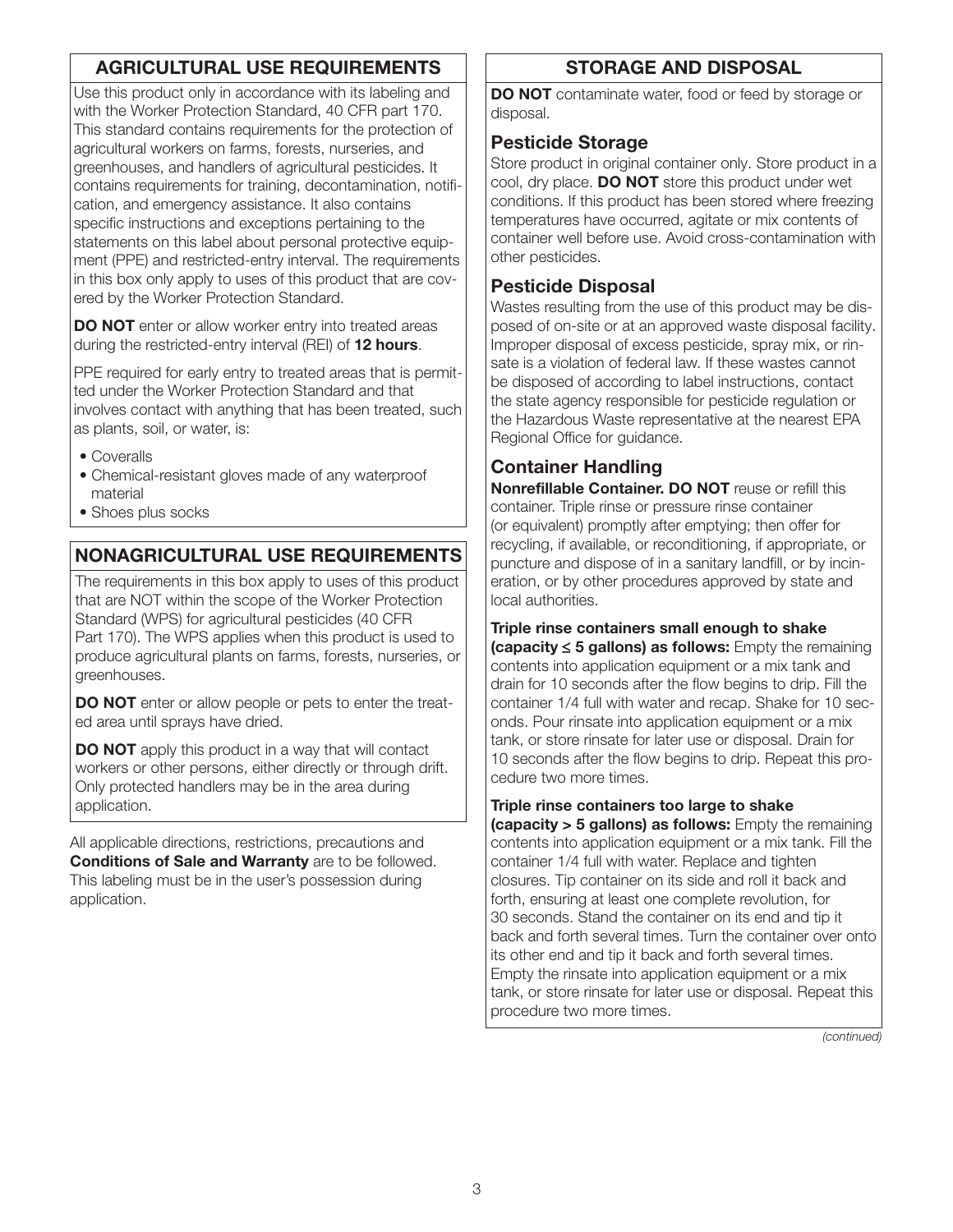## AGRICULTURAL USE REQUIREMENTS

Use this product only in accordance with its labeling and with the Worker Protection Standard, 40 CFR part 170. This standard contains requirements for the protection of agricultural workers on farms, forests, nurseries, and greenhouses, and handlers of agricultural pesticides. It contains requirements for training, decontamination, notification, and emergency assistance. It also contains specific instructions and exceptions pertaining to the statements on this label about personal protective equipment (PPE) and restricted-entry interval. The requirements in this box only apply to uses of this product that are covered by the Worker Protection Standard.

**DO NOT** enter or allow worker entry into treated areas during the restricted-entry interval (REI) of **12 hours**.

PPE required for early entry to treated areas that is permitted under the Worker Protection Standard and that involves contact with anything that has been treated, such as plants, soil, or water, is:

- Coveralls
- Chemical-resistant gloves made of any waterproof material
- Shoes plus socks

## NONAGRICULTURAL USE REQUIREMENTS

The requirements in this box apply to uses of this product that are NOT within the scope of the Worker Protection Standard (WPS) for agricultural pesticides (40 CFR Part 170). The WPS applies when this product is used to produce agricultural plants on farms, forests, nurseries, or greenhouses.

**DO NOT** enter or allow people or pets to enter the treated area until sprays have dried.

**DO NOT** apply this product in a way that will contact workers or other persons, either directly or through drift. Only protected handlers may be in the area during application.

All applicable directions, restrictions, precautions and **Conditions of Sale and Warranty** are to be followed. This labeling must be in the user's possession during application.

## STORAGE AND DISPOSAL

**DO NOT** contaminate water, food or feed by storage or disposal.

### Pesticide Storage

Store product in original container only. Store product in a cool, dry place. **DO NOT** store this product under wet conditions. If this product has been stored where freezing temperatures have occurred, agitate or mix contents of container well before use. Avoid cross-contamination with other pesticides.

### Pesticide Disposal

Wastes resulting from the use of this product may be disposed of on-site or at an approved waste disposal facility. Improper disposal of excess pesticide, spray mix, or rinsate is a violation of federal law. If these wastes cannot be disposed of according to label instructions, contact the state agency responsible for pesticide regulation or the Hazardous Waste representative at the nearest EPA Regional Office for guidance.

### Container Handling

**Nonrefillable Container. DO NOT** reuse or refill this container. Triple rinse or pressure rinse container (or equivalent) promptly after emptying; then offer for recycling, if available, or reconditioning, if appropriate, or puncture and dispose of in a sanitary landfill, or by incineration, or by other procedures approved by state and local authorities.

**Triple rinse containers small enough to shake (capacity ≤ 5 gallons) as follows:** Empty the remaining contents into application equipment or a mix tank and drain for 10 seconds after the flow begins to drip. Fill the container 1/4 full with water and recap. Shake for 10 seconds. Pour rinsate into application equipment or a mix tank, or store rinsate for later use or disposal. Drain for 10 seconds after the flow begins to drip. Repeat this procedure two more times.

**Triple rinse containers too large to shake (capacity > 5 gallons) as follows:** Empty the remaining contents into application equipment or a mix tank. Fill the container 1/4 full with water. Replace and tighten closures. Tip container on its side and roll it back and forth, ensuring at least one complete revolution, for 30 seconds. Stand the container on its end and tip it back and forth several times. Turn the container over onto its other end and tip it back and forth several times. Empty the rinsate into application equipment or a mix tank, or store rinsate for later use or disposal. Repeat this procedure two more times.

*(continued)*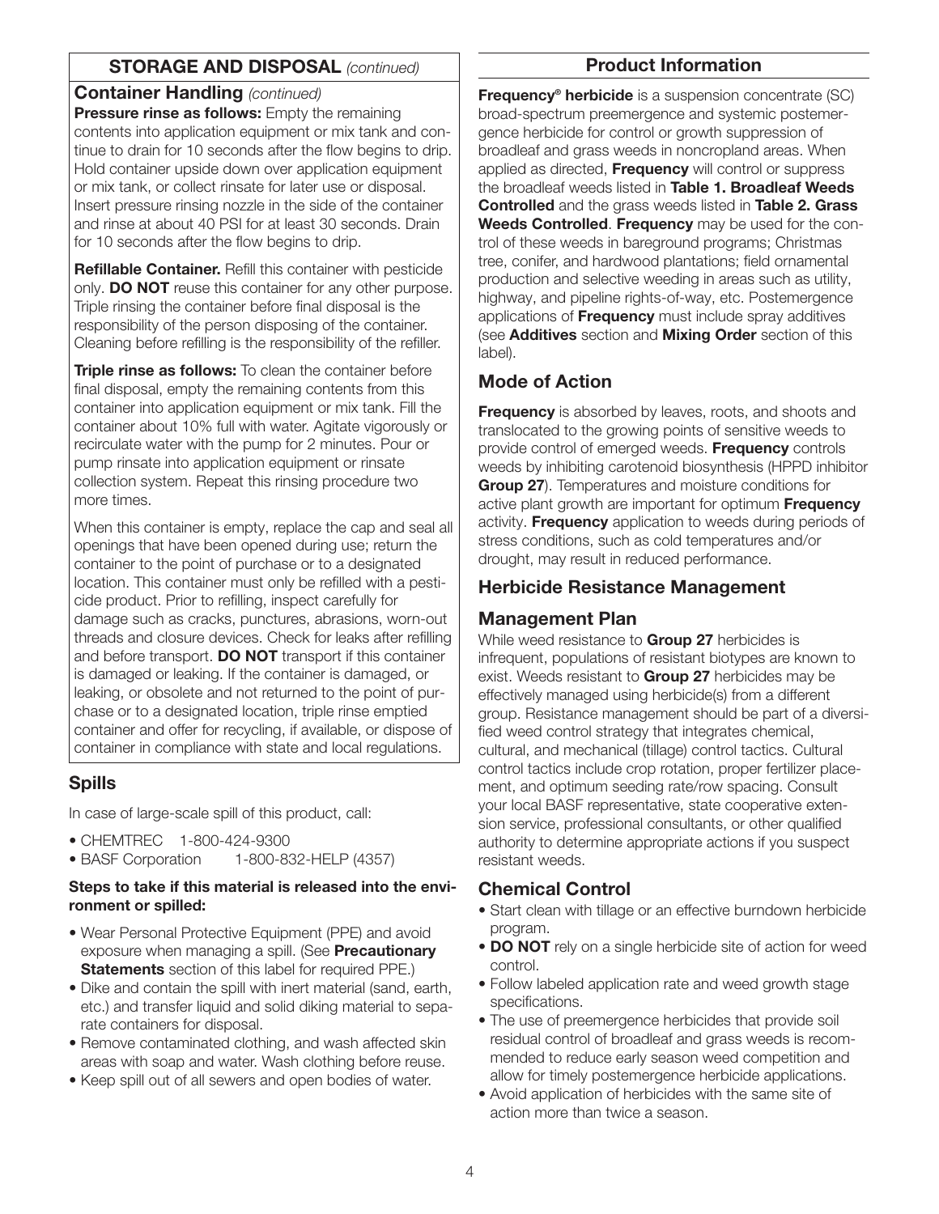## STORAGE AND DISPOSAL *(continued)*

### Container Handling *(continued)*

**Pressure rinse as follows:** Empty the remaining contents into application equipment or mix tank and continue to drain for 10 seconds after the flow begins to drip. Hold container upside down over application equipment or mix tank, or collect rinsate for later use or disposal. Insert pressure rinsing nozzle in the side of the container and rinse at about 40 PSI for at least 30 seconds. Drain for 10 seconds after the flow begins to drip.

**Refillable Container.** Refill this container with pesticide only. **DO NOT** reuse this container for any other purpose. Triple rinsing the container before final disposal is the responsibility of the person disposing of the container. Cleaning before refilling is the responsibility of the refiller.

**Triple rinse as follows:** To clean the container before final disposal, empty the remaining contents from this container into application equipment or mix tank. Fill the container about 10% full with water. Agitate vigorously or recirculate water with the pump for 2 minutes. Pour or pump rinsate into application equipment or rinsate collection system. Repeat this rinsing procedure two more times.

When this container is empty, replace the cap and seal all openings that have been opened during use; return the container to the point of purchase or to a designated location. This container must only be refilled with a pesticide product. Prior to refilling, inspect carefully for damage such as cracks, punctures, abrasions, worn-out threads and closure devices. Check for leaks after refilling and before transport. **DO NOT** transport if this container is damaged or leaking. If the container is damaged, or leaking, or obsolete and not returned to the point of purchase or to a designated location, triple rinse emptied container and offer for recycling, if available, or dispose of container in compliance with state and local regulations.

## Spills

In case of large-scale spill of this product, call:

- CHEMTREC 1-800-424-9300
- BASF Corporation 1-800-832-HELP (4357)

**Steps to take if this material is released into the environment or spilled:**

- Wear Personal Protective Equipment (PPE) and avoid exposure when managing a spill. (See **Precautionary Statements** section of this label for required PPE.)
- Dike and contain the spill with inert material (sand, earth, etc.) and transfer liquid and solid diking material to separate containers for disposal.
- Remove contaminated clothing, and wash affected skin areas with soap and water. Wash clothing before reuse.
- Keep spill out of all sewers and open bodies of water.

## Product Information

**Frequency® herbicide** is a suspension concentrate (SC) broad-spectrum preemergence and systemic postemergence herbicide for control or growth suppression of broadleaf and grass weeds in noncropland areas. When applied as directed, **Frequency** will control or suppress the broadleaf weeds listed in **Table 1. Broadleaf Weeds Controlled** and the grass weeds listed in **Table 2. Grass Weeds Controlled**. **Frequency** may be used for the control of these weeds in bareground programs; Christmas tree, conifer, and hardwood plantations; field ornamental production and selective weeding in areas such as utility, highway, and pipeline rights-of-way, etc. Postemergence applications of **Frequency** must include spray additives (see **Additives** section and **Mixing Order** section of this label).

## Mode of Action

**Frequency** is absorbed by leaves, roots, and shoots and translocated to the growing points of sensitive weeds to provide control of emerged weeds. **Frequency** controls weeds by inhibiting carotenoid biosynthesis (HPPD inhibitor **Group 27**). Temperatures and moisture conditions for active plant growth are important for optimum **Frequency** activity. **Frequency** application to weeds during periods of stress conditions, such as cold temperatures and/or drought, may result in reduced performance.

## Herbicide Resistance Management

## Management Plan

While weed resistance to **Group 27** herbicides is infrequent, populations of resistant biotypes are known to exist. Weeds resistant to **Group 27** herbicides may be effectively managed using herbicide(s) from a different group. Resistance management should be part of a diversified weed control strategy that integrates chemical, cultural, and mechanical (tillage) control tactics. Cultural control tactics include crop rotation, proper fertilizer placement, and optimum seeding rate/row spacing. Consult your local BASF representative, state cooperative extension service, professional consultants, or other qualified authority to determine appropriate actions if you suspect resistant weeds.

## Chemical Control

- Start clean with tillage or an effective burndown herbicide program.
- **DO NOT** rely on a single herbicide site of action for weed control.
- Follow labeled application rate and weed growth stage specifications.
- The use of preemergence herbicides that provide soil residual control of broadleaf and grass weeds is recommended to reduce early season weed competition and allow for timely postemergence herbicide applications.
- Avoid application of herbicides with the same site of action more than twice a season.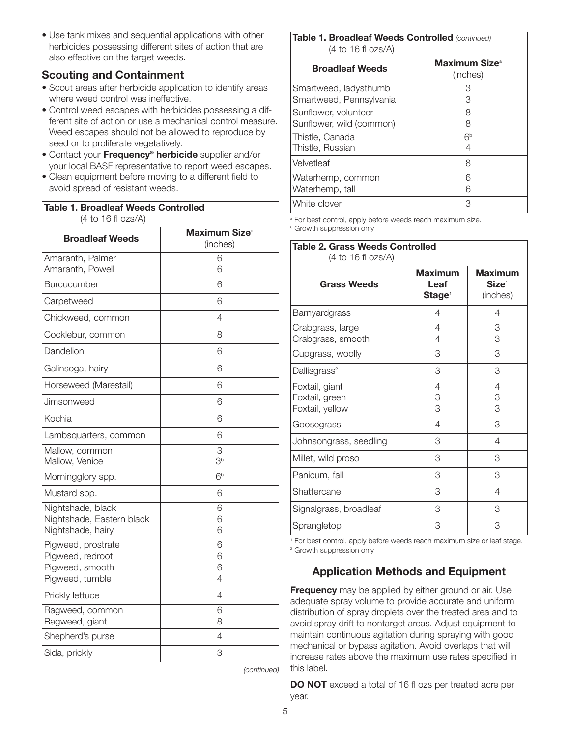- Use tank mixes and sequential applications with other herbicides possessing different sites of action that are also effective on the target weeds.

## Scouting and Containment

- Scout areas after herbicide application to identify areas where weed control was ineffective.
- Control weed escapes with herbicides possessing a different site of action or use a mechanical control measure. Weed escapes should not be allowed to reproduce by seed or to proliferate vegetatively.
- Contact your **Frequency® herbicide** supplier and/or your local BASF representative to report weed escapes.
- Clean equipment before moving to a different field to avoid spread of resistant weeds.

**Table 1. Broadleaf Weeds Controlled**
(4 to 16 fl ozs/A)

| Broadleaf Weeds | Maximum Size[a] (inches) |
|---|---|
| Amaranth, Palmer | 6 |
| Amaranth, Powell | 6 |
| Burcucumber | 6 |
| Carpetweed | 6 |
| Chickweed, common | 4 |
| Cocklebur, common | 8 |
| Dandelion | 6 |
| Galinsoga, hairy | 6 |
| Horseweed (Marestail) | 6 |
| Jimsonweed | 6 |
| Kochia | 6 |
| Lambsquarters, common | 6 |
| Mallow, common | 3 |
| Mallow, Venice | 3[b] |
| Morningglory spp. | 6[b] |
| Mustard spp. | 6 |
| Nightshade, black | 6 |
| Nightshade, Eastern black | 6 |
| Nightshade, hairy | 6 |
| Pigweed, prostrate | 6 |
| Pigweed, redroot | 6 |
| Pigweed, smooth | 6 |
| Pigweed, tumble | 4 |
| Prickly lettuce | 4 |
| Ragweed, common | 6 |
| Ragweed, giant | 8 |
| Shepherd's purse | 4 |
| Sida, prickly | 3 |
| Smartweed, ladysthumb | 3 |
| Smartweed, Pennsylvania | 3 |
| Sunflower, volunteer | 8 |
| Sunflower, wild (common) | 8 |
| Thistle, Canada | 6[b] |
| Thistle, Russian | 4 |
| Velvetleaf | 8 |
| Waterhemp, common | 6 |
| Waterhemp, tall | 6 |
| White clover | 3 |

[a] For best control, apply before weeds reach maximum size.
[b] Growth suppression only

**Table 2. Grass Weeds Controlled**
(4 to 16 fl ozs/A)

| Grass Weeds | Maximum Leaf Stage[1] | Maximum Size[1] (inches) |
|---|---|---|
| Barnyardgrass | 4 | 4 |
| Crabgrass, large | 4 | 3 |
| Crabgrass, smooth | 4 | 3 |
| Cupgrass, woolly | 3 | 3 |
| Dallisgrass[2] | 3 | 3 |
| Foxtail, giant | 4 | 4 |
| Foxtail, green | 3 | 3 |
| Foxtail, yellow | 3 | 3 |
| Goosegrass | 4 | 3 |
| Johnsongrass, seedling | 3 | 4 |
| Millet, wild proso | 3 | 3 |
| Panicum, fall | 3 | 3 |
| Shattercane | 3 | 4 |
| Signalgrass, broadleaf | 3 | 3 |
| Sprangletop | 3 | 3 |

[1] For best control, apply before weeds reach maximum size or leaf stage.
[2] Growth suppression only

## Application Methods and Equipment

**Frequency** may be applied by either ground or air. Use adequate spray volume to provide accurate and uniform distribution of spray droplets over the treated area and to avoid spray drift to nontarget areas. Adjust equipment to maintain continuous agitation during spraying with good mechanical or bypass agitation. Avoid overlaps that will increase rates above the maximum use rates specified in this label.

**DO NOT** exceed a total of 16 fl ozs per treated acre per year.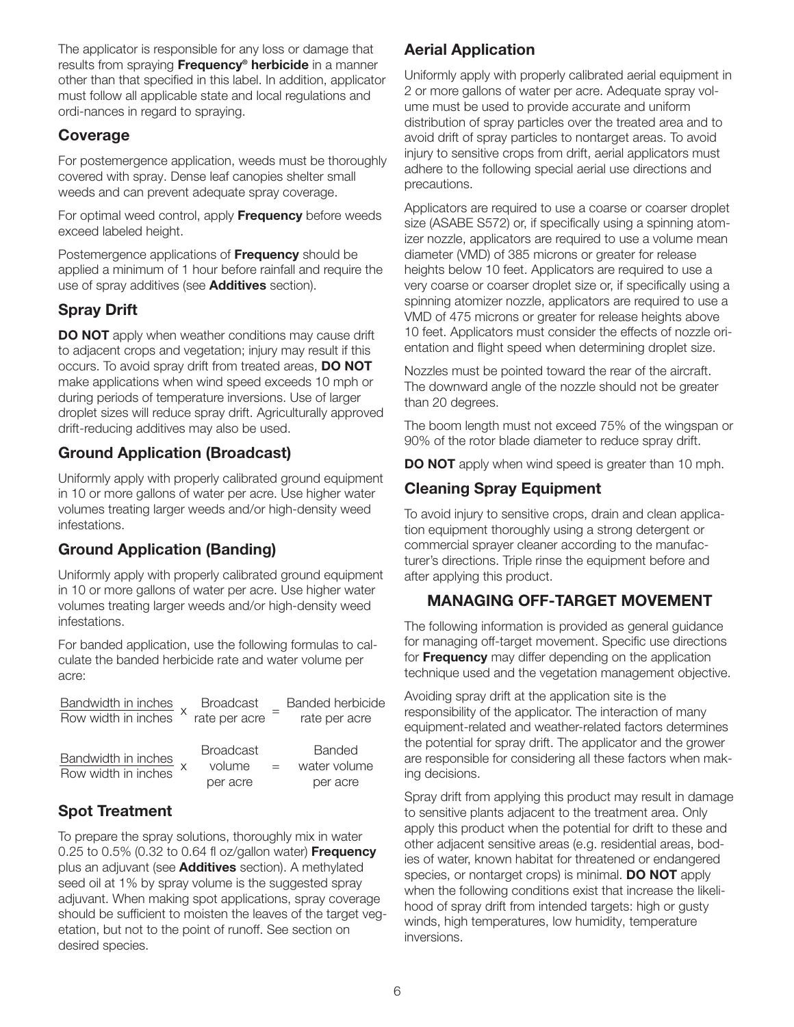The applicator is responsible for any loss or damage that results from spraying **Frequency® herbicide** in a manner other than that specified in this label. In addition, applicator must follow all applicable state and local regulations and ordi-nances in regard to spraying.

## Coverage

For postemergence application, weeds must be thoroughly covered with spray. Dense leaf canopies shelter small weeds and can prevent adequate spray coverage.

For optimal weed control, apply **Frequency** before weeds exceed labeled height.

Postemergence applications of **Frequency** should be applied a minimum of 1 hour before rainfall and require the use of spray additives (see **Additives** section).

## Spray Drift

**DO NOT** apply when weather conditions may cause drift to adjacent crops and vegetation; injury may result if this occurs. To avoid spray drift from treated areas, **DO NOT** make applications when wind speed exceeds 10 mph or during periods of temperature inversions. Use of larger droplet sizes will reduce spray drift. Agriculturally approved drift-reducing additives may also be used.

## Ground Application (Broadcast)

Uniformly apply with properly calibrated ground equipment in 10 or more gallons of water per acre. Use higher water volumes treating larger weeds and/or high-density weed infestations.

## Ground Application (Banding)

Uniformly apply with properly calibrated ground equipment in 10 or more gallons of water per acre. Use higher water volumes treating larger weeds and/or high-density weed infestations.

For banded application, use the following formulas to calculate the banded herbicide rate and water volume per acre:

$$\frac{\text{Bandwidth in inches}}{\text{Row width in inches}} \times \text{Broadcast rate per acre} = \text{Banded herbicide rate per acre}$$

$$\frac{\text{Bandwidth in inches}}{\text{Row width in inches}} \times \text{Broadcast volume per acre} = \text{Banded water volume per acre}$$

## Spot Treatment

To prepare the spray solutions, thoroughly mix in water 0.25 to 0.5% (0.32 to 0.64 fl oz/gallon water) **Frequency** plus an adjuvant (see **Additives** section). A methylated seed oil at 1% by spray volume is the suggested spray adjuvant. When making spot applications, spray coverage should be sufficient to moisten the leaves of the target vegetation, but not to the point of runoff. See section on desired species.

## Aerial Application

Uniformly apply with properly calibrated aerial equipment in 2 or more gallons of water per acre. Adequate spray volume must be used to provide accurate and uniform distribution of spray particles over the treated area and to avoid drift of spray particles to nontarget areas. To avoid injury to sensitive crops from drift, aerial applicators must adhere to the following special aerial use directions and precautions.

Applicators are required to use a coarse or coarser droplet size (ASABE S572) or, if specifically using a spinning atomizer nozzle, applicators are required to use a volume mean diameter (VMD) of 385 microns or greater for release heights below 10 feet. Applicators are required to use a very coarse or coarser droplet size or, if specifically using a spinning atomizer nozzle, applicators are required to use a VMD of 475 microns or greater for release heights above 10 feet. Applicators must consider the effects of nozzle orientation and flight speed when determining droplet size.

Nozzles must be pointed toward the rear of the aircraft. The downward angle of the nozzle should not be greater than 20 degrees.

The boom length must not exceed 75% of the wingspan or 90% of the rotor blade diameter to reduce spray drift.

**DO NOT** apply when wind speed is greater than 10 mph.

## Cleaning Spray Equipment

To avoid injury to sensitive crops, drain and clean application equipment thoroughly using a strong detergent or commercial sprayer cleaner according to the manufacturer's directions. Triple rinse the equipment before and after applying this product.

## MANAGING OFF-TARGET MOVEMENT

The following information is provided as general guidance for managing off-target movement. Specific use directions for **Frequency** may differ depending on the application technique used and the vegetation management objective.

Avoiding spray drift at the application site is the responsibility of the applicator. The interaction of many equipment-related and weather-related factors determines the potential for spray drift. The applicator and the grower are responsible for considering all these factors when making decisions.

Spray drift from applying this product may result in damage to sensitive plants adjacent to the treatment area. Only apply this product when the potential for drift to these and other adjacent sensitive areas (e.g. residential areas, bodies of water, known habitat for threatened or endangered species, or nontarget crops) is minimal. **DO NOT** apply when the following conditions exist that increase the likelihood of spray drift from intended targets: high or gusty winds, high temperatures, low humidity, temperature inversions.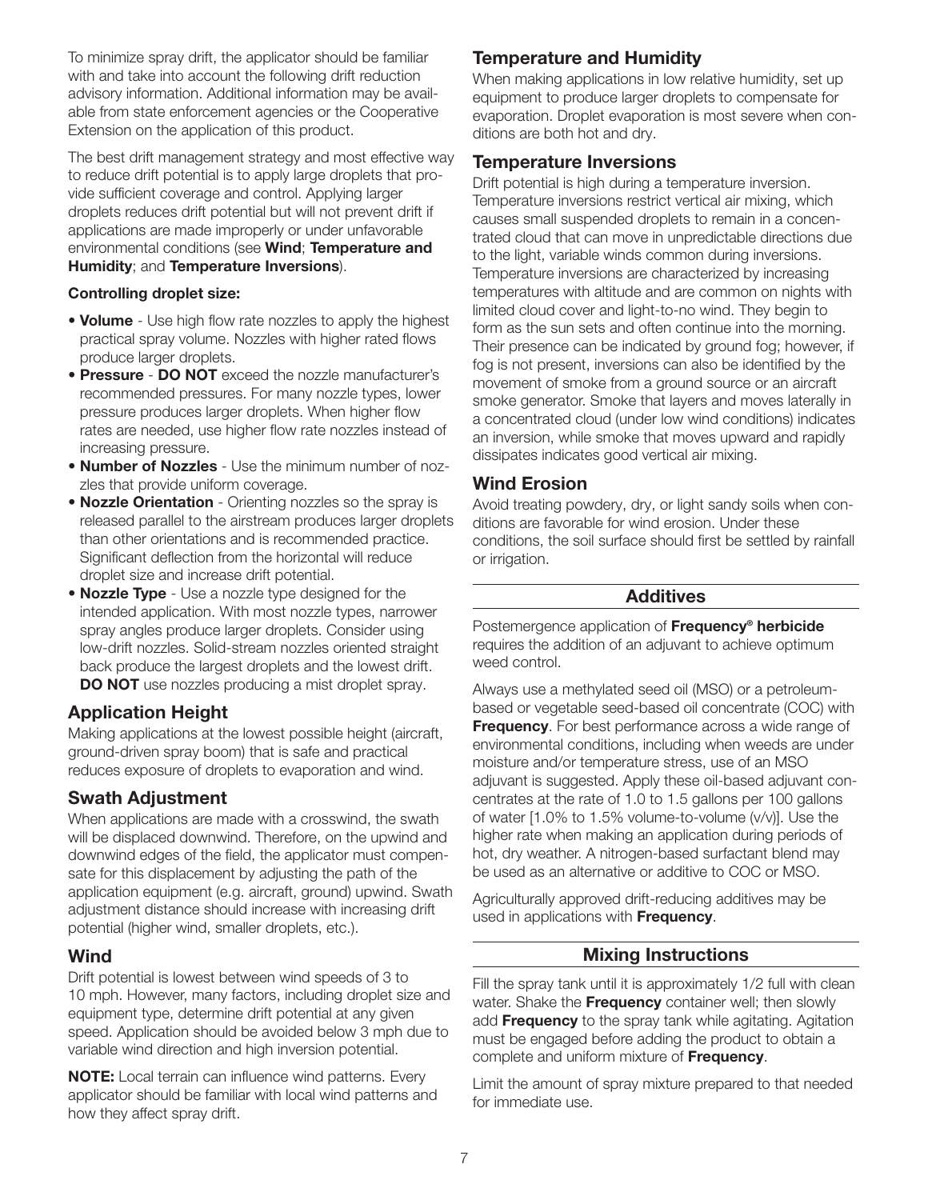To minimize spray drift, the applicator should be familiar with and take into account the following drift reduction advisory information. Additional information may be available from state enforcement agencies or the Cooperative Extension on the application of this product.

The best drift management strategy and most effective way to reduce drift potential is to apply large droplets that provide sufficient coverage and control. Applying larger droplets reduces drift potential but will not prevent drift if applications are made improperly or under unfavorable environmental conditions (see **Wind**; **Temperature and Humidity**; and **Temperature Inversions**).

**Controlling droplet size:**

- **Volume** - Use high flow rate nozzles to apply the highest practical spray volume. Nozzles with higher rated flows produce larger droplets.
- **Pressure** - **DO NOT** exceed the nozzle manufacturer's recommended pressures. For many nozzle types, lower pressure produces larger droplets. When higher flow rates are needed, use higher flow rate nozzles instead of increasing pressure.
- **Number of Nozzles** - Use the minimum number of nozzles that provide uniform coverage.
- **Nozzle Orientation** - Orienting nozzles so the spray is released parallel to the airstream produces larger droplets than other orientations and is recommended practice. Significant deflection from the horizontal will reduce droplet size and increase drift potential.
- **Nozzle Type** - Use a nozzle type designed for the intended application. With most nozzle types, narrower spray angles produce larger droplets. Consider using low-drift nozzles. Solid-stream nozzles oriented straight back produce the largest droplets and the lowest drift. **DO NOT** use nozzles producing a mist droplet spray.

### Application Height

Making applications at the lowest possible height (aircraft, ground-driven spray boom) that is safe and practical reduces exposure of droplets to evaporation and wind.

### Swath Adjustment

When applications are made with a crosswind, the swath will be displaced downwind. Therefore, on the upwind and downwind edges of the field, the applicator must compensate for this displacement by adjusting the path of the application equipment (e.g. aircraft, ground) upwind. Swath adjustment distance should increase with increasing drift potential (higher wind, smaller droplets, etc.).

### Wind

Drift potential is lowest between wind speeds of 3 to 10 mph. However, many factors, including droplet size and equipment type, determine drift potential at any given speed. Application should be avoided below 3 mph due to variable wind direction and high inversion potential.

**NOTE:** Local terrain can influence wind patterns. Every applicator should be familiar with local wind patterns and how they affect spray drift.

### Temperature and Humidity

When making applications in low relative humidity, set up equipment to produce larger droplets to compensate for evaporation. Droplet evaporation is most severe when conditions are both hot and dry.

### Temperature Inversions

Drift potential is high during a temperature inversion. Temperature inversions restrict vertical air mixing, which causes small suspended droplets to remain in a concentrated cloud that can move in unpredictable directions due to the light, variable winds common during inversions. Temperature inversions are characterized by increasing temperatures with altitude and are common on nights with limited cloud cover and light-to-no wind. They begin to form as the sun sets and often continue into the morning. Their presence can be indicated by ground fog; however, if fog is not present, inversions can also be identified by the movement of smoke from a ground source or an aircraft smoke generator. Smoke that layers and moves laterally in a concentrated cloud (under low wind conditions) indicates an inversion, while smoke that moves upward and rapidly dissipates indicates good vertical air mixing.

### Wind Erosion

Avoid treating powdery, dry, or light sandy soils when conditions are favorable for wind erosion. Under these conditions, the soil surface should first be settled by rainfall or irrigation.

## Additives

Postemergence application of **Frequency® herbicide** requires the addition of an adjuvant to achieve optimum weed control.

Always use a methylated seed oil (MSO) or a petroleum-based or vegetable seed-based oil concentrate (COC) with **Frequency**. For best performance across a wide range of environmental conditions, including when weeds are under moisture and/or temperature stress, use of an MSO adjuvant is suggested. Apply these oil-based adjuvant concentrates at the rate of 1.0 to 1.5 gallons per 100 gallons of water [1.0% to 1.5% volume-to-volume (v/v)]. Use the higher rate when making an application during periods of hot, dry weather. A nitrogen-based surfactant blend may be used as an alternative or additive to COC or MSO.

Agriculturally approved drift-reducing additives may be used in applications with **Frequency**.

## Mixing Instructions

Fill the spray tank until it is approximately 1/2 full with clean water. Shake the **Frequency** container well; then slowly add **Frequency** to the spray tank while agitating. Agitation must be engaged before adding the product to obtain a complete and uniform mixture of **Frequency**.

Limit the amount of spray mixture prepared to that needed for immediate use.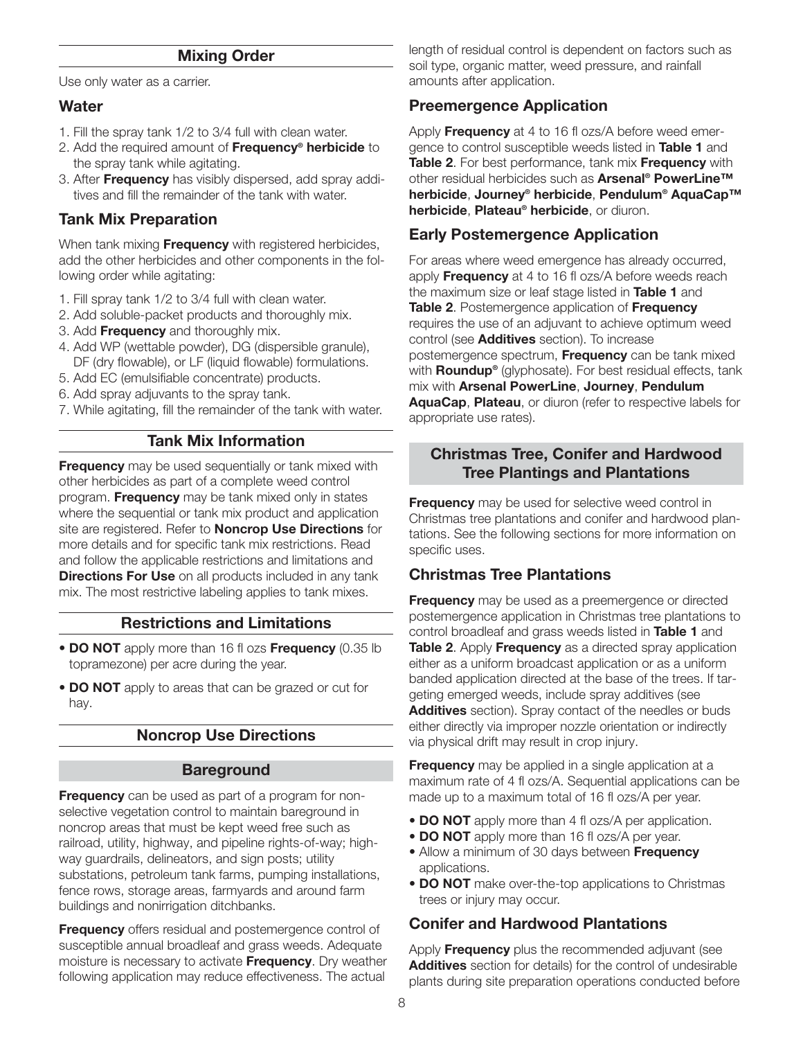## Mixing Order

Use only water as a carrier.

### Water

1. Fill the spray tank 1/2 to 3/4 full with clean water.
2. Add the required amount of **Frequency® herbicide** to the spray tank while agitating.
3. After **Frequency** has visibly dispersed, add spray additives and fill the remainder of the tank with water.

### Tank Mix Preparation

When tank mixing **Frequency** with registered herbicides, add the other herbicides and other components in the following order while agitating:

1. Fill spray tank 1/2 to 3/4 full with clean water.
2. Add soluble-packet products and thoroughly mix.
3. Add **Frequency** and thoroughly mix.
4. Add WP (wettable powder), DG (dispersible granule), DF (dry flowable), or LF (liquid flowable) formulations.
5. Add EC (emulsifiable concentrate) products.
6. Add spray adjuvants to the spray tank.
7. While agitating, fill the remainder of the tank with water.

## Tank Mix Information

**Frequency** may be used sequentially or tank mixed with other herbicides as part of a complete weed control program. **Frequency** may be tank mixed only in states where the sequential or tank mix product and application site are registered. Refer to **Noncrop Use Directions** for more details and for specific tank mix restrictions. Read and follow the applicable restrictions and limitations and **Directions For Use** on all products included in any tank mix. The most restrictive labeling applies to tank mixes.

## Restrictions and Limitations

- **DO NOT** apply more than 16 fl ozs **Frequency** (0.35 lb topramezone) per acre during the year.
- **DO NOT** apply to areas that can be grazed or cut for hay.

## Noncrop Use Directions

## Bareground

**Frequency** can be used as part of a program for nonselective vegetation control to maintain bareground in noncrop areas that must be kept weed free such as railroad, utility, highway, and pipeline rights-of-way; highway guardrails, delineators, and sign posts; utility substations, petroleum tank farms, pumping installations, fence rows, storage areas, farmyards and around farm buildings and nonirrigation ditchbanks.

**Frequency** offers residual and postemergence control of susceptible annual broadleaf and grass weeds. Adequate moisture is necessary to activate **Frequency**. Dry weather following application may reduce effectiveness. The actual length of residual control is dependent on factors such as soil type, organic matter, weed pressure, and rainfall amounts after application.

### Preemergence Application

Apply **Frequency** at 4 to 16 fl ozs/A before weed emergence to control susceptible weeds listed in **Table 1** and **Table 2**. For best performance, tank mix **Frequency** with other residual herbicides such as **Arsenal® PowerLine™ herbicide**, **Journey® herbicide**, **Pendulum® AquaCap™ herbicide**, **Plateau® herbicide**, or diuron.

### Early Postemergence Application

For areas where weed emergence has already occurred, apply **Frequency** at 4 to 16 fl ozs/A before weeds reach the maximum size or leaf stage listed in **Table 1** and **Table 2**. Postemergence application of **Frequency** requires the use of an adjuvant to achieve optimum weed control (see **Additives** section). To increase postemergence spectrum, **Frequency** can be tank mixed with **Roundup®** (glyphosate). For best residual effects, tank mix with **Arsenal PowerLine**, **Journey**, **Pendulum AquaCap**, **Plateau**, or diuron (refer to respective labels for appropriate use rates).

## Christmas Tree, Conifer and Hardwood Tree Plantings and Plantations

**Frequency** may be used for selective weed control in Christmas tree plantations and conifer and hardwood plantations. See the following sections for more information on specific uses.

### Christmas Tree Plantations

**Frequency** may be used as a preemergence or directed postemergence application in Christmas tree plantations to control broadleaf and grass weeds listed in **Table 1** and **Table 2**. Apply **Frequency** as a directed spray application either as a uniform broadcast application or as a uniform banded application directed at the base of the trees. If targeting emerged weeds, include spray additives (see **Additives** section). Spray contact of the needles or buds either directly via improper nozzle orientation or indirectly via physical drift may result in crop injury.

**Frequency** may be applied in a single application at a maximum rate of 4 fl ozs/A. Sequential applications can be made up to a maximum total of 16 fl ozs/A per year.

- **DO NOT** apply more than 4 fl ozs/A per application.
- **DO NOT** apply more than 16 fl ozs/A per year.
- Allow a minimum of 30 days between **Frequency** applications.
- **DO NOT** make over-the-top applications to Christmas trees or injury may occur.

### Conifer and Hardwood Plantations

Apply **Frequency** plus the recommended adjuvant (see **Additives** section for details) for the control of undesirable plants during site preparation operations conducted before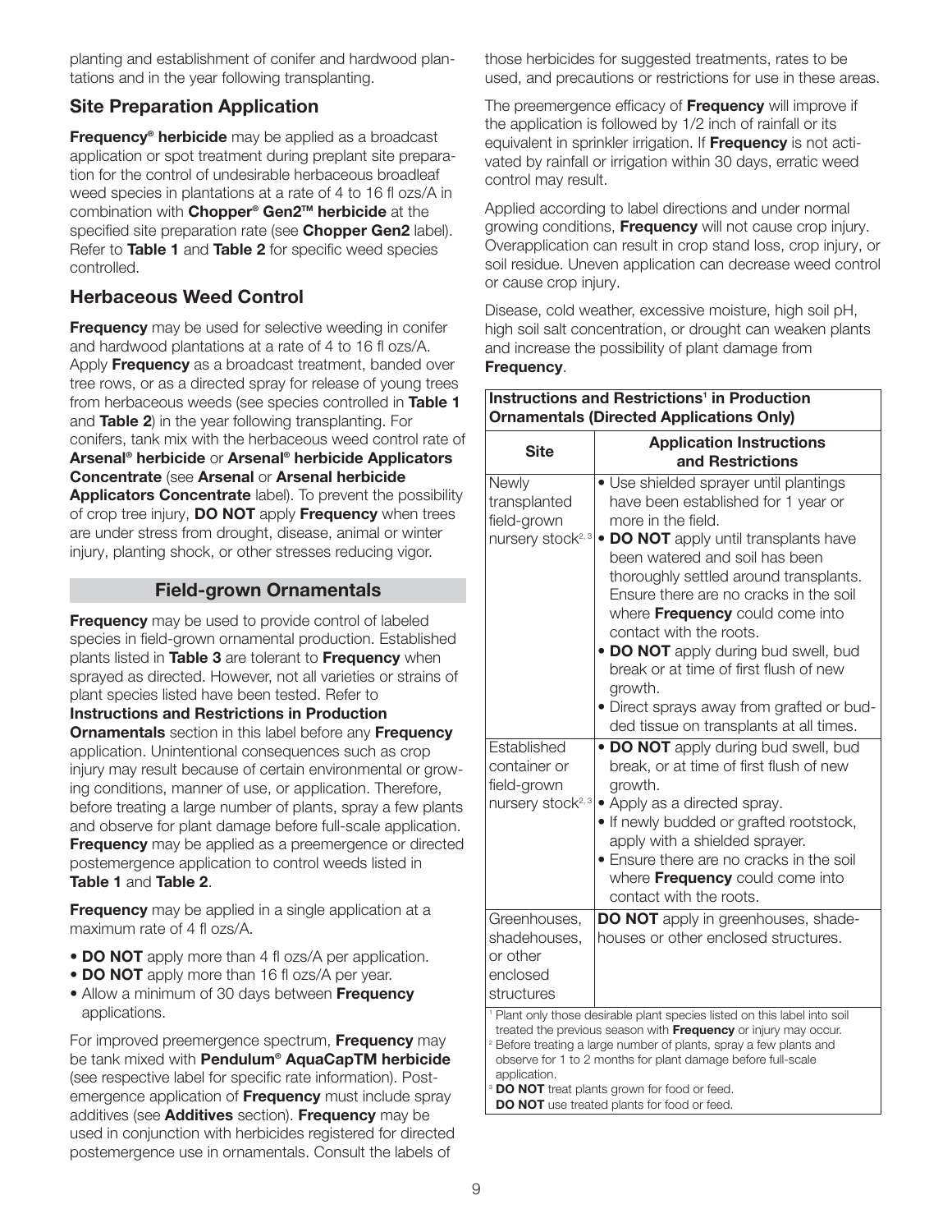planting and establishment of conifer and hardwood plantations and in the year following transplanting.

## Site Preparation Application

**Frequency® herbicide** may be applied as a broadcast application or spot treatment during preplant site preparation for the control of undesirable herbaceous broadleaf weed species in plantations at a rate of 4 to 16 fl ozs/A in combination with **Chopper® Gen2™ herbicide** at the specified site preparation rate (see **Chopper Gen2** label). Refer to **Table 1** and **Table 2** for specific weed species controlled.

## Herbaceous Weed Control

**Frequency** may be used for selective weeding in conifer and hardwood plantations at a rate of 4 to 16 fl ozs/A. Apply **Frequency** as a broadcast treatment, banded over tree rows, or as a directed spray for release of young trees from herbaceous weeds (see species controlled in **Table 1** and **Table 2**) in the year following transplanting. For conifers, tank mix with the herbaceous weed control rate of **Arsenal® herbicide** or **Arsenal® herbicide Applicators Concentrate** (see **Arsenal** or **Arsenal herbicide Applicators Concentrate** label). To prevent the possibility of crop tree injury, **DO NOT** apply **Frequency** when trees are under stress from drought, disease, animal or winter injury, planting shock, or other stresses reducing vigor.

## Field-grown Ornamentals

**Frequency** may be used to provide control of labeled species in field-grown ornamental production. Established plants listed in **Table 3** are tolerant to **Frequency** when sprayed as directed. However, not all varieties or strains of plant species listed have been tested. Refer to **Instructions and Restrictions in Production Ornamentals** section in this label before any **Frequency** application. Unintentional consequences such as crop injury may result because of certain environmental or growing conditions, manner of use, or application. Therefore, before treating a large number of plants, spray a few plants and observe for plant damage before full-scale application. **Frequency** may be applied as a preemergence or directed postemergence application to control weeds listed in **Table 1** and **Table 2**.

**Frequency** may be applied in a single application at a maximum rate of 4 fl ozs/A.

- **DO NOT** apply more than 4 fl ozs/A per application.
- **DO NOT** apply more than 16 fl ozs/A per year.
- Allow a minimum of 30 days between **Frequency** applications.

For improved preemergence spectrum, **Frequency** may be tank mixed with **Pendulum® AquaCapTM herbicide** (see respective label for specific rate information). Postemergence application of **Frequency** must include spray additives (see **Additives** section). **Frequency** may be used in conjunction with herbicides registered for directed postemergence use in ornamentals. Consult the labels of those herbicides for suggested treatments, rates to be used, and precautions or restrictions for use in these areas.

The preemergence efficacy of **Frequency** will improve if the application is followed by 1/2 inch of rainfall or its equivalent in sprinkler irrigation. If **Frequency** is not activated by rainfall or irrigation within 30 days, erratic weed control may result.

Applied according to label directions and under normal growing conditions, **Frequency** will not cause crop injury. Overapplication can result in crop stand loss, crop injury, or soil residue. Uneven application can decrease weed control or cause crop injury.

Disease, cold weather, excessive moisture, high soil pH, high soil salt concentration, or drought can weaken plants and increase the possibility of plant damage from **Frequency**.

**Instructions and Restrictions[1] in Production Ornamentals (Directed Applications Only)**

| Site | Application Instructions and Restrictions |
|---|---|
| Newly transplanted field-grown nursery stock[2, 3] | • Use shielded sprayer until plantings have been established for 1 year or more in the field.<br>• **DO NOT** apply until transplants have been watered and soil has been thoroughly settled around transplants. Ensure there are no cracks in the soil where **Frequency** could come into contact with the roots.<br>• **DO NOT** apply during bud swell, bud break or at time of first flush of new growth.<br>• Direct sprays away from grafted or budded tissue on transplants at all times. |
| Established container or field-grown nursery stock[2, 3] | • **DO NOT** apply during bud swell, bud break, or at time of first flush of new growth.<br>• Apply as a directed spray.<br>• If newly budded or grafted rootstock, apply with a shielded sprayer.<br>• Ensure there are no cracks in the soil where **Frequency** could come into contact with the roots. |
| Greenhouses, shadehouses, or other enclosed structures | **DO NOT** apply in greenhouses, shadehouses or other enclosed structures. |

[1] Plant only those desirable plant species listed on this label into soil treated the previous season with **Frequency** or injury may occur.
[2] Before treating a large number of plants, spray a few plants and observe for 1 to 2 months for plant damage before full-scale application.
[3] **DO NOT** treat plants grown for food or feed.
**DO NOT** use treated plants for food or feed.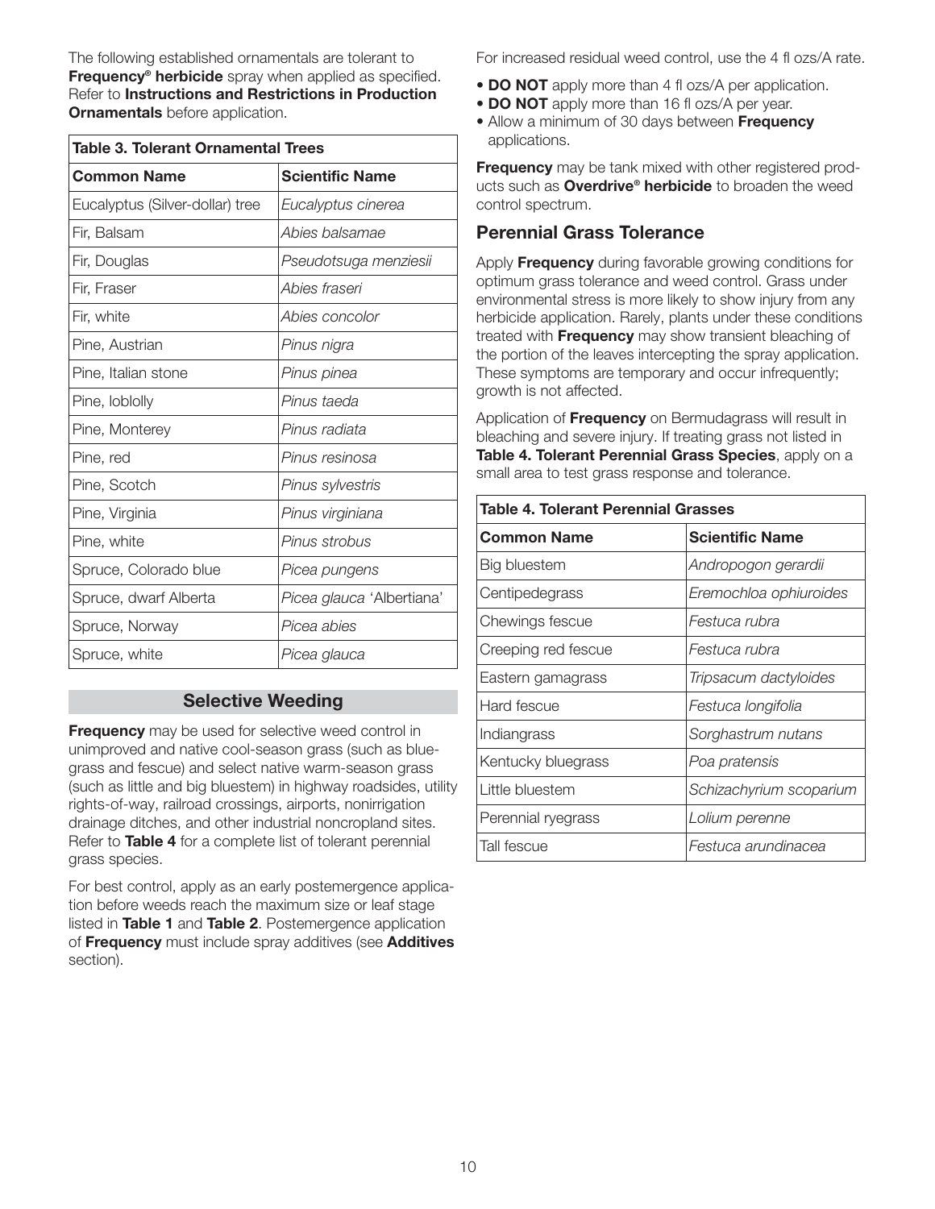The following established ornamentals are tolerant to **Frequency® herbicide** spray when applied as specified. Refer to **Instructions and Restrictions in Production Ornamentals** before application.

| Table 3. Tolerant Ornamental Trees | |
|---|---|
| **Common Name** | **Scientific Name** |
| Eucalyptus (Silver-dollar) tree | *Eucalyptus cinerea* |
| Fir, Balsam | *Abies balsamae* |
| Fir, Douglas | *Pseudotsuga menziesii* |
| Fir, Fraser | *Abies fraseri* |
| Fir, white | *Abies concolor* |
| Pine, Austrian | *Pinus nigra* |
| Pine, Italian stone | *Pinus pinea* |
| Pine, loblolly | *Pinus taeda* |
| Pine, Monterey | *Pinus radiata* |
| Pine, red | *Pinus resinosa* |
| Pine, Scotch | *Pinus sylvestris* |
| Pine, Virginia | *Pinus virginiana* |
| Pine, white | *Pinus strobus* |
| Spruce, Colorado blue | *Picea pungens* |
| Spruce, dwarf Alberta | *Picea glauca* 'Albertiana' |
| Spruce, Norway | *Picea abies* |
| Spruce, white | *Picea glauca* |

## Selective Weeding

**Frequency** may be used for selective weed control in unimproved and native cool-season grass (such as bluegrass and fescue) and select native warm-season grass (such as little and big bluestem) in highway roadsides, utility rights-of-way, railroad crossings, airports, nonirrigation drainage ditches, and other industrial noncropland sites. Refer to **Table 4** for a complete list of tolerant perennial grass species.

For best control, apply as an early postemergence application before weeds reach the maximum size or leaf stage listed in **Table 1** and **Table 2**. Postemergence application of **Frequency** must include spray additives (see **Additives** section).

For increased residual weed control, use the 4 fl ozs/A rate.

- **DO NOT** apply more than 4 fl ozs/A per application.
- **DO NOT** apply more than 16 fl ozs/A per year.
- Allow a minimum of 30 days between **Frequency** applications.

**Frequency** may be tank mixed with other registered products such as **Overdrive® herbicide** to broaden the weed control spectrum.

### Perennial Grass Tolerance

Apply **Frequency** during favorable growing conditions for optimum grass tolerance and weed control. Grass under environmental stress is more likely to show injury from any herbicide application. Rarely, plants under these conditions treated with **Frequency** may show transient bleaching of the portion of the leaves intercepting the spray application. These symptoms are temporary and occur infrequently; growth is not affected.

Application of **Frequency** on Bermudagrass will result in bleaching and severe injury. If treating grass not listed in **Table 4. Tolerant Perennial Grass Species**, apply on a small area to test grass response and tolerance.

| Table 4. Tolerant Perennial Grasses | |
|---|---|
| **Common Name** | **Scientific Name** |
| Big bluestem | *Andropogon gerardii* |
| Centipedegrass | *Eremochloa ophiuroides* |
| Chewings fescue | *Festuca rubra* |
| Creeping red fescue | *Festuca rubra* |
| Eastern gamagrass | *Tripsacum dactyloides* |
| Hard fescue | *Festuca longifolia* |
| Indiangrass | *Sorghastrum nutans* |
| Kentucky bluegrass | *Poa pratensis* |
| Little bluestem | *Schizachyrium scoparium* |
| Perennial ryegrass | *Lolium perenne* |
| Tall fescue | *Festuca arundinacea* |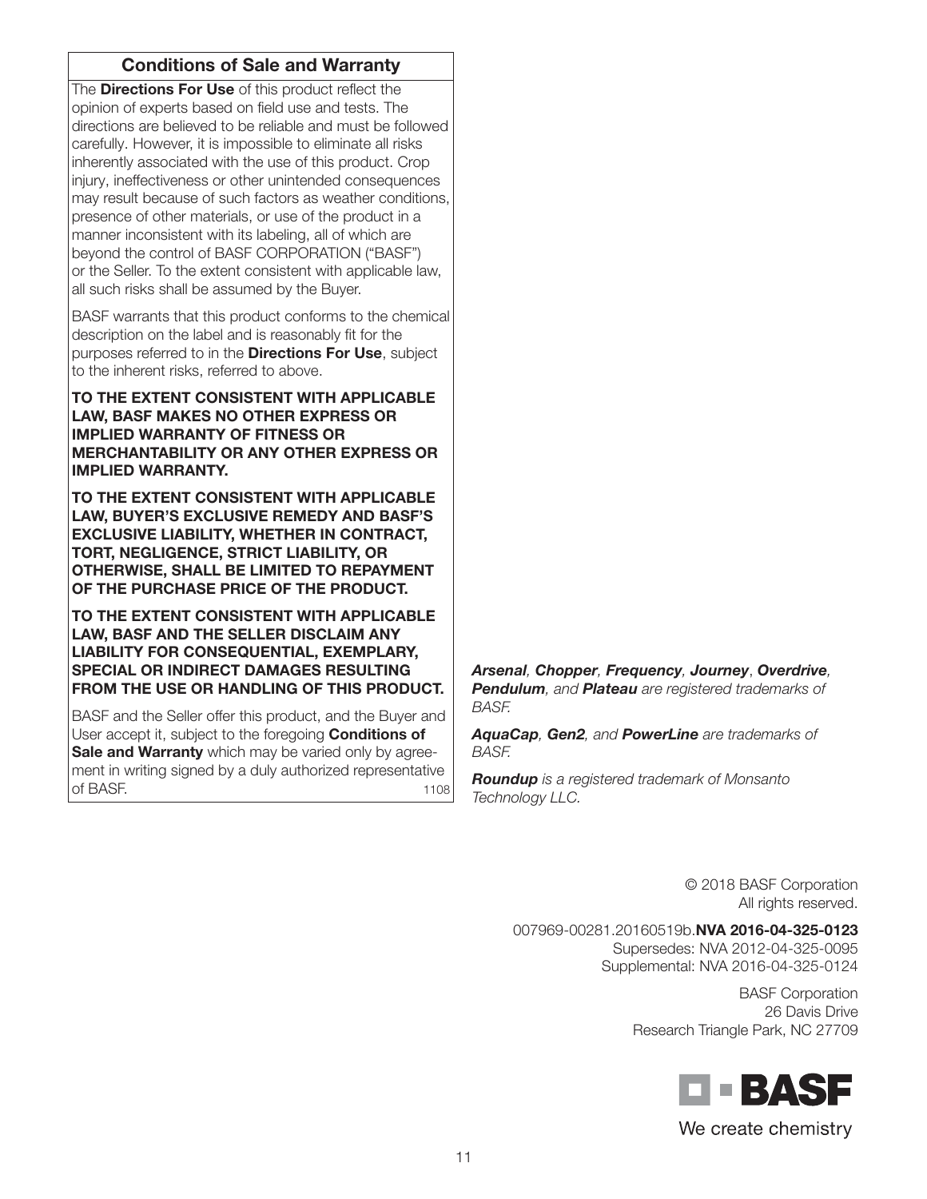## Conditions of Sale and Warranty

The **Directions For Use** of this product reflect the opinion of experts based on field use and tests. The directions are believed to be reliable and must be followed carefully. However, it is impossible to eliminate all risks inherently associated with the use of this product. Crop injury, ineffectiveness or other unintended consequences may result because of such factors as weather conditions, presence of other materials, or use of the product in a manner inconsistent with its labeling, all of which are beyond the control of BASF CORPORATION ("BASF") or the Seller. To the extent consistent with applicable law, all such risks shall be assumed by the Buyer.

BASF warrants that this product conforms to the chemical description on the label and is reasonably fit for the purposes referred to in the **Directions For Use**, subject to the inherent risks, referred to above.

**TO THE EXTENT CONSISTENT WITH APPLICABLE LAW, BASF MAKES NO OTHER EXPRESS OR IMPLIED WARRANTY OF FITNESS OR MERCHANTABILITY OR ANY OTHER EXPRESS OR IMPLIED WARRANTY.**

**TO THE EXTENT CONSISTENT WITH APPLICABLE LAW, BUYER'S EXCLUSIVE REMEDY AND BASF'S EXCLUSIVE LIABILITY, WHETHER IN CONTRACT, TORT, NEGLIGENCE, STRICT LIABILITY, OR OTHERWISE, SHALL BE LIMITED TO REPAYMENT OF THE PURCHASE PRICE OF THE PRODUCT.**

**TO THE EXTENT CONSISTENT WITH APPLICABLE LAW, BASF AND THE SELLER DISCLAIM ANY LIABILITY FOR CONSEQUENTIAL, EXEMPLARY, SPECIAL OR INDIRECT DAMAGES RESULTING FROM THE USE OR HANDLING OF THIS PRODUCT.**

BASF and the Seller offer this product, and the Buyer and User accept it, subject to the foregoing **Conditions of Sale and Warranty** which may be varied only by agreement in writing signed by a duly authorized representative of BASF. 1108

***Arsenal**, **Chopper**, **Frequency**, **Journey**, **Overdrive**, **Pendulum**, and **Plateau** are registered trademarks of BASF.*

***AquaCap**, **Gen2**, and **PowerLine** are trademarks of BASF.*

***Roundup** is a registered trademark of Monsanto Technology LLC.*

© 2018 BASF Corporation
All rights reserved.

007969-00281.20160519b.**NVA 2016-04-325-0123**
Supersedes: NVA 2012-04-325-0095
Supplemental: NVA 2016-04-325-0124

BASF Corporation
26 Davis Drive
Research Triangle Park, NC 27709

BASF
We create chemistry